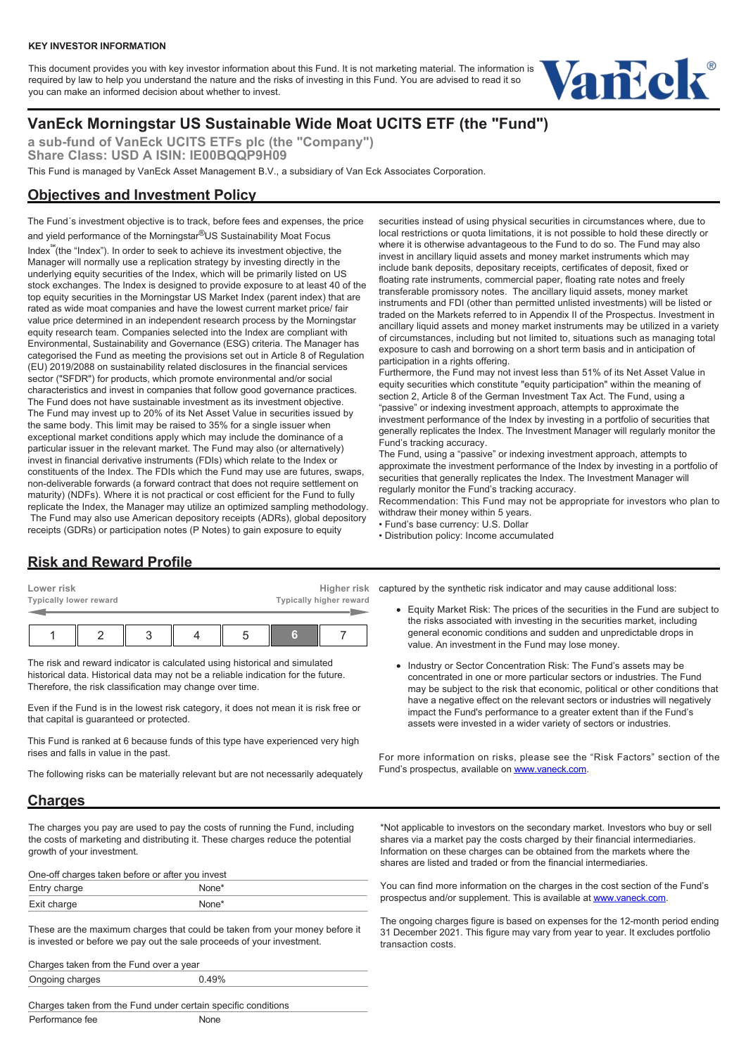**KEY INVESTOR INFORMATION**

This document provides you with key investor information about this Fund. It is not marketing material. The information is required by law to help you understand the nature and the risks of investing in this Fund. You are advised to read it so you can make an informed decision about whether to invest.

# VanEck Morningstar US Sustainable Wide Moat UCITS ETF (the "Fund")

**a sub-fund of VanEck UCITS ETFs plc (the "Company")**
**Share Class: USD A ISIN: IE00BQQP9H09**

This Fund is managed by VanEck Asset Management B.V., a subsidiary of Van Eck Associates Corporation.

## Objectives and Investment Policy

The Fund´s investment objective is to track, before fees and expenses, the price and yield performance of the Morningstar®US Sustainability Moat Focus Index℠(the "Index"). In order to seek to achieve its investment objective, the Manager will normally use a replication strategy by investing directly in the underlying equity securities of the Index, which will be primarily listed on US stock exchanges. The Index is designed to provide exposure to at least 40 of the top equity securities in the Morningstar US Market Index (parent index) that are rated as wide moat companies and have the lowest current market price/ fair value price determined in an independent research process by the Morningstar equity research team. Companies selected into the Index are compliant with Environmental, Sustainability and Governance (ESG) criteria. The Manager has categorised the Fund as meeting the provisions set out in Article 8 of Regulation (EU) 2019/2088 on sustainability related disclosures in the financial services sector ("SFDR") for products, which promote environmental and/or social characteristics and invest in companies that follow good governance practices. The Fund does not have sustainable investment as its investment objective.
The Fund may invest up to 20% of its Net Asset Value in securities issued by the same body. This limit may be raised to 35% for a single issuer when exceptional market conditions apply which may include the dominance of a particular issuer in the relevant market. The Fund may also (or alternatively) invest in financial derivative instruments (FDIs) which relate to the Index or constituents of the Index. The FDIs which the Fund may use are futures, swaps, non-deliverable forwards (a forward contract that does not require settlement on maturity) (NDFs). Where it is not practical or cost efficient for the Fund to fully replicate the Index, the Manager may utilize an optimized sampling methodology. The Fund may also use American depository receipts (ADRs), global depository receipts (GDRs) or participation notes (P Notes) to gain exposure to equity securities instead of using physical securities in circumstances where, due to local restrictions or quota limitations, it is not possible to hold these directly or where it is otherwise advantageous to the Fund to do so. The Fund may also invest in ancillary liquid assets and money market instruments which may include bank deposits, depositary receipts, certificates of deposit, fixed or floating rate instruments, commercial paper, floating rate notes and freely transferable promissory notes. The ancillary liquid assets, money market instruments and FDI (other than permitted unlisted investments) will be listed or traded on the Markets referred to in Appendix II of the Prospectus. Investment in ancillary liquid assets and money market instruments may be utilized in a variety of circumstances, including but not limited to, situations such as managing total exposure to cash and borrowing on a short term basis and in anticipation of participation in a rights offering.
Furthermore, the Fund may not invest less than 51% of its Net Asset Value in equity securities which constitute "equity participation" within the meaning of section 2, Article 8 of the German Investment Tax Act. The Fund, using a "passive" or indexing investment approach, attempts to approximate the investment performance of the Index by investing in a portfolio of securities that generally replicates the Index. The Investment Manager will regularly monitor the Fund's tracking accuracy.
The Fund, using a "passive" or indexing investment approach, attempts to approximate the investment performance of the Index by investing in a portfolio of securities that generally replicates the Index. The Investment Manager will regularly monitor the Fund's tracking accuracy.
Recommendation: This Fund may not be appropriate for investors who plan to withdraw their money within 5 years.

- Fund's base currency: U.S. Dollar
- Distribution policy: Income accumulated

## Risk and Reward Profile

Lower risk — Typically lower reward | Higher risk — Typically higher reward

| 1 | 2 | 3 | 4 | 5 | **6** | 7 |
|---|---|---|---|---|---|---|

The risk and reward indicator is calculated using historical and simulated historical data. Historical data may not be a reliable indication for the future. Therefore, the risk classification may change over time.

Even if the Fund is in the lowest risk category, it does not mean it is risk free or that capital is guaranteed or protected.

This Fund is ranked at 6 because funds of this type have experienced very high rises and falls in value in the past.

The following risks can be materially relevant but are not necessarily adequately captured by the synthetic risk indicator and may cause additional loss:

- Equity Market Risk: The prices of the securities in the Fund are subject to the risks associated with investing in the securities market, including general economic conditions and sudden and unpredictable drops in value. An investment in the Fund may lose money.
- Industry or Sector Concentration Risk: The Fund's assets may be concentrated in one or more particular sectors or industries. The Fund may be subject to the risk that economic, political or other conditions that have a negative effect on the relevant sectors or industries will negatively impact the Fund's performance to a greater extent than if the Fund's assets were invested in a wider variety of sectors or industries.

For more information on risks, please see the "Risk Factors" section of the Fund's prospectus, available on www.vaneck.com.

## Charges

The charges you pay are used to pay the costs of running the Fund, including the costs of marketing and distributing it. These charges reduce the potential growth of your investment.

| One-off charges taken before or after you invest | |
|---|---|
| Entry charge | None* |
| Exit charge | None* |

These are the maximum charges that could be taken from your money before it is invested or before we pay out the sale proceeds of your investment.

| Charges taken from the Fund over a year | |
|---|---|
| Ongoing charges | 0.49% |

| Charges taken from the Fund under certain specific conditions | |
|---|---|
| Performance fee | None |

*Not applicable to investors on the secondary market. Investors who buy or sell shares via a market pay the costs charged by their financial intermediaries. Information on these charges can be obtained from the markets where the shares are listed and traded or from the financial intermediaries.

You can find more information on the charges in the cost section of the Fund's prospectus and/or supplement. This is available at www.vaneck.com.

The ongoing charges figure is based on expenses for the 12-month period ending 31 December 2021. This figure may vary from year to year. It excludes portfolio transaction costs.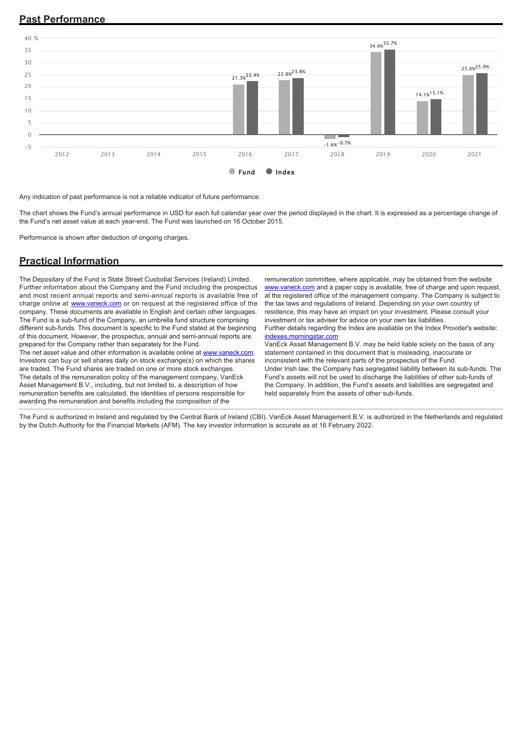## Past Performance

40 %
35
30
25
20
15
10
5
0
-5

2012 2013 2014 2015 2016 2017 2018 2019 2020 2021

21.3% 22.4%
22.8% 23.8%
-1.6% -0.7%
34.4% 35.7%
14.1% 15.1%
25.0% 25.9%

Fund Index

Any indication of past performance is not a reliable indicator of future performance.

The chart shows the Fund's annual performance in USD for each full calendar year over the period displayed in the chart. It is expressed as a percentage change of the Fund's net asset value at each year-end. The Fund was launched on 16 October 2015.

Performance is shown after deduction of ongoing charges.

## Practical Information

The Depositary of the Fund is State Street Custodial Services (Ireland) Limited.
Further information about the Company and the Fund including the prospectus and most recent annual reports and semi-annual reports is available free of charge online at www.vaneck.com or on request at the registered office of the company. These documents are available in English and certain other languages.
The Fund is a sub-fund of the Company, an umbrella fund structure comprising different sub-funds. This document is specific to the Fund stated at the beginning of this document. However, the prospectus, annual and semi-annual reports are prepared for the Company rather than separately for the Fund.
The net asset value and other information is available online at www.vaneck.com.
Investors can buy or sell shares daily on stock exchange(s) on which the shares are traded. The Fund shares are traded on one or more stock exchanges.
The details of the remuneration policy of the management company, VanEck Asset Management B.V., including, but not limited to, a description of how remuneration benefits are calculated, the identities of persons responsible for awarding the remuneration and benefits including the composition of the remuneration committee, where applicable, may be obtained from the website www.vaneck.com and a paper copy is available, free of charge and upon request, at the registered office of the management company. The Company is subject to the tax laws and regulations of Ireland. Depending on your own country of residence, this may have an impact on your investment. Please consult your investment or tax adviser for advice on your own tax liabilities.
Further details regarding the Index are available on the Index Provider's website: indexes.morningstar.com
VanEck Asset Management B.V. may be held liable solely on the basis of any statement contained in this document that is misleading, inaccurate or inconsistent with the relevant parts of the prospectus of the Fund.
Under Irish law, the Company has segregated liability between its sub-funds. The Fund's assets will not be used to discharge the liabilities of other sub-funds of the Company. In addition, the Fund's assets and liabilities are segregated and held separately from the assets of other sub-funds.

The Fund is authorized in Ireland and regulated by the Central Bank of Ireland (CBI). VanEck Asset Management B.V. is authorized in the Netherlands and regulated by the Dutch Authority for the Financial Markets (AFM). The key investor information is accurate as at 16 February 2022.